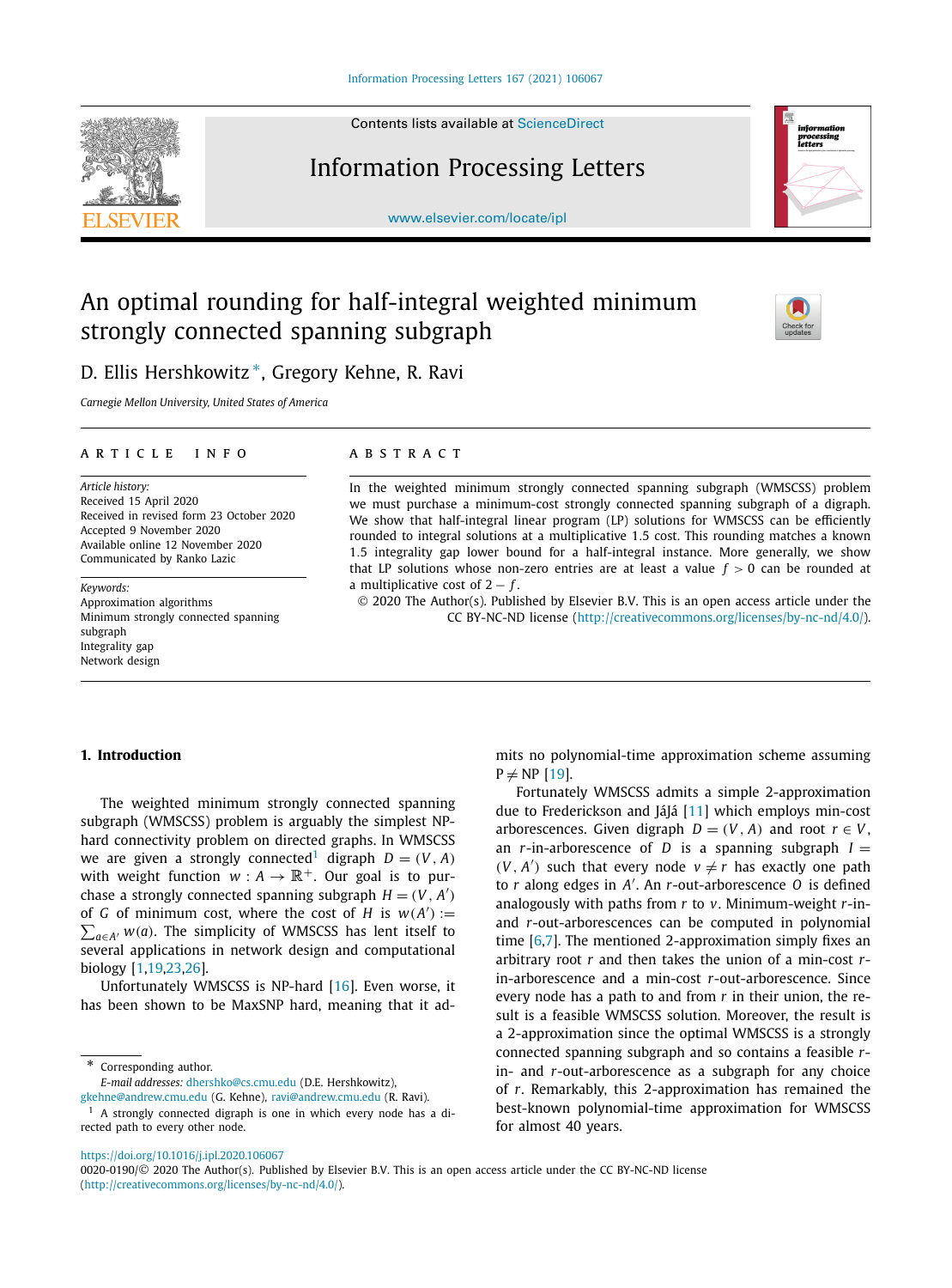Contents lists available at ScienceDirect

# Information Processing Letters

www.elsevier.com/locate/ipl

# An optimal rounding for half-integral weighted minimum strongly connected spanning subgraph

D. Ellis Hershkowitz *, Gregory Kehne, R. Ravi

*Carnegie Mellon University, United States of America*

## ARTICLE INFO

*Article history:*
Received 15 April 2020
Received in revised form 23 October 2020
Accepted 9 November 2020
Available online 12 November 2020
Communicated by Ranko Lazic

*Keywords:*
Approximation algorithms
Minimum strongly connected spanning subgraph
Integrality gap
Network design

## ABSTRACT

In the weighted minimum strongly connected spanning subgraph (WMSCSS) problem we must purchase a minimum-cost strongly connected spanning subgraph of a digraph. We show that half-integral linear program (LP) solutions for WMSCSS can be efficiently rounded to integral solutions at a multiplicative 1.5 cost. This rounding matches a known 1.5 integrality gap lower bound for a half-integral instance. More generally, we show that LP solutions whose non-zero entries are at least a value $f > 0$ can be rounded at a multiplicative cost of $2 - f$.

© 2020 The Author(s). Published by Elsevier B.V. This is an open access article under the CC BY-NC-ND license (http://creativecommons.org/licenses/by-nc-nd/4.0/).

## 1. Introduction

The weighted minimum strongly connected spanning subgraph (WMSCSS) problem is arguably the simplest NP-hard connectivity problem on directed graphs. In WMSCSS we are given a strongly connected[1] digraph $D = (V, A)$ with weight function $w : A \to \mathbb{R}^+$. Our goal is to purchase a strongly connected spanning subgraph $H = (V, A')$ of $G$ of minimum cost, where the cost of $H$ is $w(A') := \sum_{a \in A'} w(a)$. The simplicity of WMSCSS has lent itself to several applications in network design and computational biology [1,19,23,26].

Unfortunately WMSCSS is NP-hard [16]. Even worse, it has been shown to be MaxSNP hard, meaning that it admits no polynomial-time approximation scheme assuming P ≠ NP [19].

Fortunately WMSCSS admits a simple 2-approximation due to Frederickson and JáJá [11] which employs min-cost arborescences. Given digraph $D = (V, A)$ and root $r \in V$, an $r$-in-arborescence of $D$ is a spanning subgraph $I = (V, A')$ such that every node $v \neq r$ has exactly one path to $r$ along edges in $A'$. An $r$-out-arborescence $O$ is defined analogously with paths from $r$ to $v$. Minimum-weight $r$-in- and $r$-out-arborescences can be computed in polynomial time [6,7]. The mentioned 2-approximation simply fixes an arbitrary root $r$ and then takes the union of a min-cost $r$-in-arborescence and a min-cost $r$-out-arborescence. Since every node has a path to and from $r$ in their union, the result is a feasible WMSCSS solution. Moreover, the result is a 2-approximation since the optimal WMSCSS is a strongly connected spanning subgraph and so contains a feasible $r$-in- and $r$-out-arborescence as a subgraph for any choice of $r$. Remarkably, this 2-approximation has remained the best-known polynomial-time approximation for WMSCSS for almost 40 years.

\* Corresponding author.
*E-mail addresses:* dhershko@cs.cmu.edu (D.E. Hershkowitz), gkehne@andrew.cmu.edu (G. Kehne), ravi@andrew.cmu.edu (R. Ravi).

[1] A strongly connected digraph is one in which every node has a directed path to every other node.

https://doi.org/10.1016/j.ipl.2020.106067
0020-0190/© 2020 The Author(s). Published by Elsevier B.V. This is an open access article under the CC BY-NC-ND license (http://creativecommons.org/licenses/by-nc-nd/4.0/).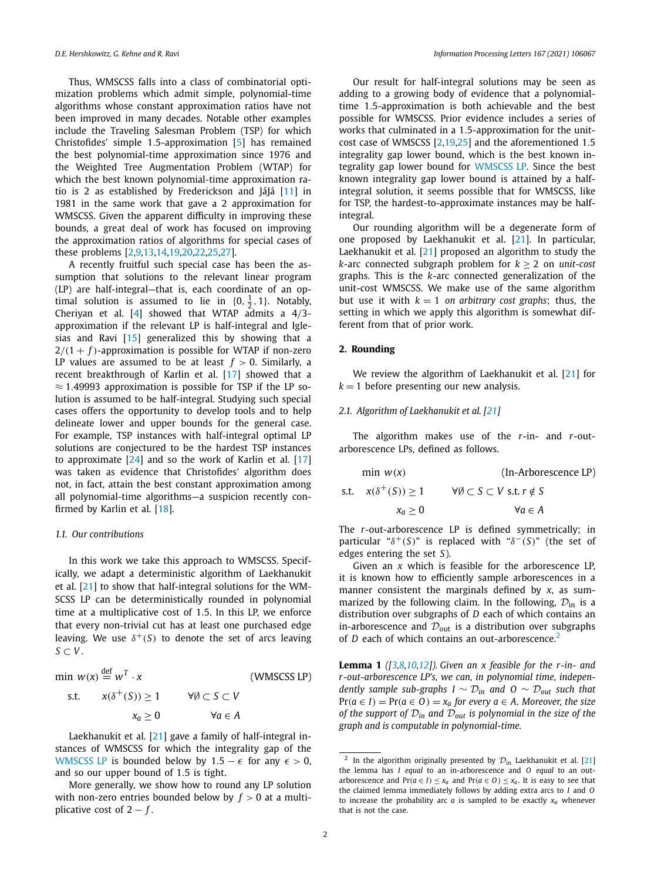Thus, WMSCSS falls into a class of combinatorial optimization problems which admit simple, polynomial-time algorithms whose constant approximation ratios have not been improved in many decades. Notable other examples include the Traveling Salesman Problem (TSP) for which Christofides' simple 1.5-approximation [5] has remained the best polynomial-time approximation since 1976 and the Weighted Tree Augmentation Problem (WTAP) for which the best known polynomial-time approximation ratio is 2 as established by Frederickson and JáJá [11] in 1981 in the same work that gave a 2 approximation for WMSCSS. Given the apparent difficulty in improving these bounds, a great deal of work has focused on improving the approximation ratios of algorithms for special cases of these problems [2,9,13,14,19,20,22,25,27].

A recently fruitful such special case has been the assumption that solutions to the relevant linear program (LP) are half-integral—that is, each coordinate of an optimal solution is assumed to lie in $\{0, \frac{1}{2}, 1\}$. Notably, Cheriyan et al. [4] showed that WTAP admits a 4/3-approximation if the relevant LP is half-integral and Iglesias and Ravi [15] generalized this by showing that a $2/(1+f)$-approximation is possible for WTAP if non-zero LP values are assumed to be at least $f > 0$. Similarly, a recent breakthrough of Karlin et al. [17] showed that a $\approx 1.49993$ approximation is possible for TSP if the LP solution is assumed to be half-integral. Studying such special cases offers the opportunity to develop tools and to help delineate lower and upper bounds for the general case. For example, TSP instances with half-integral optimal LP solutions are conjectured to be the hardest TSP instances to approximate [24] and so the work of Karlin et al. [17] was taken as evidence that Christofides' algorithm does not, in fact, attain the best constant approximation among all polynomial-time algorithms—a suspicion recently confirmed by Karlin et al. [18].

### 1.1. Our contributions

In this work we take this approach to WMSCSS. Specifically, we adapt a deterministic algorithm of Laekhanukit et al. [21] to show that half-integral solutions for the WMSCSS LP can be deterministically rounded in polynomial time at a multiplicative cost of 1.5. In this LP, we enforce that every non-trivial cut has at least one purchased edge leaving. We use $\delta^+(S)$ to denote the set of arcs leaving $S \subset V$.

$$
\begin{aligned}
\min\ & w(x) \stackrel{\text{def}}{=} w^T \cdot x & & \text{(WMSCSS LP)} \\
\text{s.t.}\ & x(\delta^+(S)) \geq 1 & & \forall \emptyset \subset S \subset V \\
& x_a \geq 0 & & \forall a \in A
\end{aligned}
$$

Laekhanukit et al. [21] gave a family of half-integral instances of WMSCSS for which the integrality gap of the WMSCSS LP is bounded below by $1.5 - \epsilon$ for any $\epsilon > 0$, and so our upper bound of 1.5 is tight.

More generally, we show how to round any LP solution with non-zero entries bounded below by $f > 0$ at a multiplicative cost of $2 - f$.

Our result for half-integral solutions may be seen as adding to a growing body of evidence that a polynomial-time 1.5-approximation is both achievable and the best possible for WMSCSS. Prior evidence includes a series of works that culminated in a 1.5-approximation for the unit-cost case of WMSCSS [2,19,25] and the aforementioned 1.5 integrality gap lower bound, which is the best known integrality gap lower bound for WMSCSS LP. Since the best known integrality gap lower bound is attained by a half-integral solution, it seems possible that for WMSCSS, like for TSP, the hardest-to-approximate instances may be half-integral.

Our rounding algorithm will be a degenerate form of one proposed by Laekhanukit et al. [21]. In particular, Laekhanukit et al. [21] proposed an algorithm to study the $k$-arc connected subgraph problem for $k \geq 2$ on *unit-cost* graphs. This is the $k$-arc connected generalization of the unit-cost WMSCSS. We make use of the same algorithm but use it with $k = 1$ *on arbitrary cost graphs*; thus, the setting in which we apply this algorithm is somewhat different from that of prior work.

## 2. Rounding

We review the algorithm of Laekhanukit et al. [21] for $k = 1$ before presenting our new analysis.

### 2.1. Algorithm of Laekhanukit et al. [21]

The algorithm makes use of the $r$-in- and $r$-out-arborescence LPs, defined as follows.

$$
\begin{aligned}
\min\ & w(x) & & \text{(In-Arborescence LP)} \\
\text{s.t.}\ & x(\delta^+(S)) \geq 1 & & \forall \emptyset \subset S \subset V \text{ s.t. } r \notin S \\
& x_a \geq 0 & & \forall a \in A
\end{aligned}
$$

The $r$-out-arborescence LP is defined symmetrically; in particular "$\delta^+(S)$" is replaced with "$\delta^-(S)$" (the set of edges entering the set $S$).

Given an $x$ which is feasible for the arborescence LP, it is known how to efficiently sample arborescences in a manner consistent the marginals defined by $x$, as summarized by the following claim. In the following, $\mathcal{D}_{\text{in}}$ is a distribution over subgraphs of $D$ each of which contains an in-arborescence and $\mathcal{D}_{\text{out}}$ is a distribution over subgraphs of $D$ each of which contains an out-arborescence.[2]

**Lemma 1** *([3,8,10,12]). Given an $x$ feasible for the $r$-in- and $r$-out-arborescence LP's, we can, in polynomial time, independently sample sub-graphs $I \sim \mathcal{D}_{\text{in}}$ and $O \sim \mathcal{D}_{\text{out}}$ such that $\Pr(a \in I) = \Pr(a \in O) = x_a$ for every $a \in A$. Moreover, the size of the support of $\mathcal{D}_{\text{in}}$ and $\mathcal{D}_{\text{out}}$ is polynomial in the size of the graph and is computable in polynomial-time.*

[2] In the algorithm originally presented by $\mathcal{D}_{\text{in}}$ Laekhanukit et al. [21] the lemma has $I$ *equal* to an in-arborescence and $O$ *equal* to an out-arborescence and $\Pr(a \in I) \leq x_a$ and $\Pr(a \in O) \leq x_a$. It is easy to see that the claimed lemma immediately follows by adding extra arcs to $I$ and $O$ to increase the probability arc $a$ is sampled to be exactly $x_a$ whenever that is not the case.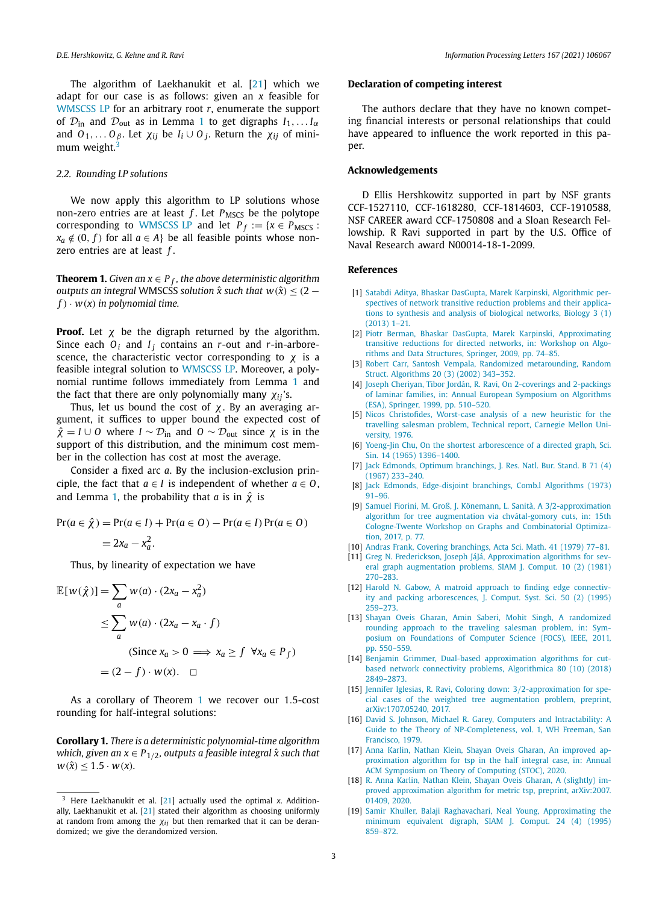The algorithm of Laekhanukit et al. [21] which we adapt for our case is as follows: given an $x$ feasible for WMSCSS LP for an arbitrary root $r$, enumerate the support of $\mathcal{D}_{\text{in}}$ and $\mathcal{D}_{\text{out}}$ as in Lemma 1 to get digraphs $I_1, \ldots I_\alpha$ and $O_1, \ldots O_\beta$. Let $\chi_{ij}$ be $I_i \cup O_j$. Return the $\chi_{ij}$ of minimum weight.[3]

### 2.2. Rounding LP solutions

We now apply this algorithm to LP solutions whose non-zero entries are at least $f$. Let $P_{\text{MSCS}}$ be the polytope corresponding to WMSCSS LP and let $P_f := \{x \in P_{\text{MSCS}} : x_a \notin (0, f) \text{ for all } a \in A\}$ be all feasible points whose non-zero entries are at least $f$.

**Theorem 1.** *Given an $x \in P_f$, the above deterministic algorithm outputs an integral* WMSCSS *solution $\hat{\chi}$ such that $w(\hat{x}) \leq (2 - f) \cdot w(x)$ in polynomial time.*

**Proof.** Let $\chi$ be the digraph returned by the algorithm. Since each $O_i$ and $I_j$ contains an $r$-out and $r$-in-arborescence, the characteristic vector corresponding to $\chi$ is a feasible integral solution to WMSCSS LP. Moreover, a polynomial runtime follows immediately from Lemma 1 and the fact that there are only polynomially many $\chi_{ij}$'s.

Thus, let us bound the cost of $\chi$. By an averaging argument, it suffices to upper bound the expected cost of $\hat{\chi} = I \cup O$ where $I \sim \mathcal{D}_{\text{in}}$ and $O \sim \mathcal{D}_{\text{out}}$ since $\chi$ is in the support of this distribution, and the minimum cost member in the collection has cost at most the average.

Consider a fixed arc $a$. By the inclusion-exclusion principle, the fact that $a \in I$ is independent of whether $a \in O$, and Lemma 1, the probability that $a$ is in $\hat{\chi}$ is

$$
\begin{aligned}
\Pr(a \in \hat{\chi}) &= \Pr(a \in I) + \Pr(a \in O) - \Pr(a \in I)\Pr(a \in O) \\
&= 2x_a - x_a^2.
\end{aligned}
$$

Thus, by linearity of expectation we have

$$
\begin{aligned}
\mathbb{E}[w(\hat{\chi})] &= \sum_a w(a) \cdot (2x_a - x_a^2) \\
&\leq \sum_a w(a) \cdot (2x_a - x_a \cdot f) \\
&\qquad (\text{Since } x_a > 0 \implies x_a \geq f \;\; \forall x_a \in P_f) \\
&= (2 - f) \cdot w(x). \quad \square
\end{aligned}
$$

As a corollary of Theorem 1 we recover our 1.5-cost rounding for half-integral solutions:

**Corollary 1.** *There is a deterministic polynomial-time algorithm which, given an $x \in P_{1/2}$, outputs a feasible integral $\hat{x}$ such that $w(\hat{x}) \leq 1.5 \cdot w(x)$.*

[3] Here Laekhanukit et al. [21] actually used the optimal $x$. Additionally, Laekhanukit et al. [21] stated their algorithm as choosing uniformly at random from among the $\chi_{ij}$ but then remarked that it can be derandomized; we give the derandomized version.

## Declaration of competing interest

The authors declare that they have no known competing financial interests or personal relationships that could have appeared to influence the work reported in this paper.

## Acknowledgements

D Ellis Hershkowitz supported in part by NSF grants CCF-1527110, CCF-1618280, CCF-1814603, CCF-1910588, NSF CAREER award CCF-1750808 and a Sloan Research Fellowship. R Ravi supported in part by the U.S. Office of Naval Research award N00014-18-1-2099.

## References

[1] Satabdi Aditya, Bhaskar DasGupta, Marek Karpinski, Algorithmic perspectives of network transitive reduction problems and their applications to synthesis and analysis of biological networks, Biology 3 (1) (2013) 1–21.

[2] Piotr Berman, Bhaskar DasGupta, Marek Karpinski, Approximating transitive reductions for directed networks, in: Workshop on Algorithms and Data Structures, Springer, 2009, pp. 74–85.

[3] Robert Carr, Santosh Vempala, Randomized metarounding, Random Struct. Algorithms 20 (3) (2002) 343–352.

[4] Joseph Cheriyan, Tibor Jordán, R. Ravi, On 2-coverings and 2-packings of laminar families, in: Annual European Symposium on Algorithms (ESA), Springer, 1999, pp. 510–520.

[5] Nicos Christofides, Worst-case analysis of a new heuristic for the travelling salesman problem, Technical report, Carnegie Mellon University, 1976.

[6] Yoeng-Jin Chu, On the shortest arborescence of a directed graph, Sci. Sin. 14 (1965) 1396–1400.

[7] Jack Edmonds, Optimum branchings, J. Res. Natl. Bur. Stand. B 71 (4) (1967) 233–240.

[8] Jack Edmonds, Edge-disjoint branchings, Comb.l Algorithms (1973) 91–96.

[9] Samuel Fiorini, M. Groß, J. Könemann, L. Sanità, A 3/2-approximation algorithm for tree augmentation via chvátal-gomory cuts, in: 15th Cologne-Twente Workshop on Graphs and Combinatorial Optimization, 2017, p. 77.

[10] Andras Frank, Covering branchings, Acta Sci. Math. 41 (1979) 77–81.

[11] Greg N. Frederickson, Joseph JáJá, Approximation algorithms for several graph augmentation problems, SIAM J. Comput. 10 (2) (1981) 270–283.

[12] Harold N. Gabow, A matroid approach to finding edge connectivity and packing arborescences, J. Comput. Syst. Sci. 50 (2) (1995) 259–273.

[13] Shayan Oveis Gharan, Amin Saberi, Mohit Singh, A randomized rounding approach to the traveling salesman problem, in: Symposium on Foundations of Computer Science (FOCS), IEEE, 2011, pp. 550–559.

[14] Benjamin Grimmer, Dual-based approximation algorithms for cut-based network connectivity problems, Algorithmica 80 (10) (2018) 2849–2873.

[15] Jennifer Iglesias, R. Ravi, Coloring down: 3/2-approximation for special cases of the weighted tree augmentation problem, preprint, arXiv:1707.05240, 2017.

[16] David S. Johnson, Michael R. Garey, Computers and Intractability: A Guide to the Theory of NP-Completeness, vol. 1, WH Freeman, San Francisco, 1979.

[17] Anna Karlin, Nathan Klein, Shayan Oveis Gharan, An improved approximation algorithm for tsp in the half integral case, in: Annual ACM Symposium on Theory of Computing (STOC), 2020.

[18] R. Anna Karlin, Nathan Klein, Shayan Oveis Gharan, A (slightly) improved approximation algorithm for metric tsp, preprint, arXiv:2007.01409, 2020.

[19] Samir Khuller, Balaji Raghavachari, Neal Young, Approximating the minimum equivalent digraph, SIAM J. Comput. 24 (4) (1995) 859–872.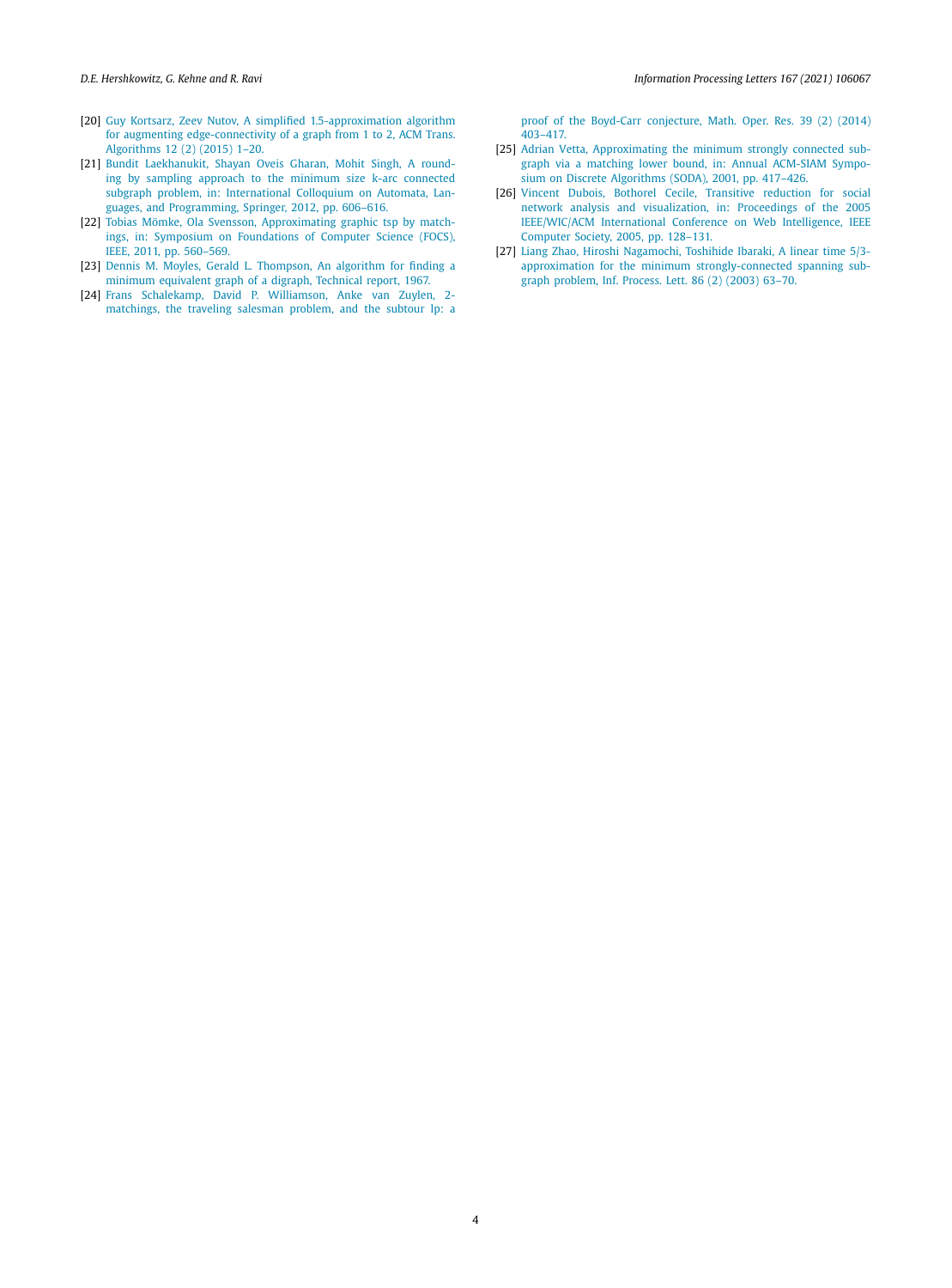[20] Guy Kortsarz, Zeev Nutov, A simplified 1.5-approximation algorithm for augmenting edge-connectivity of a graph from 1 to 2, ACM Trans. Algorithms 12 (2) (2015) 1–20.

[21] Bundit Laekhanukit, Shayan Oveis Gharan, Mohit Singh, A rounding by sampling approach to the minimum size k-arc connected subgraph problem, in: International Colloquium on Automata, Languages, and Programming, Springer, 2012, pp. 606–616.

[22] Tobias Mömke, Ola Svensson, Approximating graphic tsp by matchings, in: Symposium on Foundations of Computer Science (FOCS), IEEE, 2011, pp. 560–569.

[23] Dennis M. Moyles, Gerald L. Thompson, An algorithm for finding a minimum equivalent graph of a digraph, Technical report, 1967.

[24] Frans Schalekamp, David P. Williamson, Anke van Zuylen, 2-matchings, the traveling salesman problem, and the subtour lp: a proof of the Boyd-Carr conjecture, Math. Oper. Res. 39 (2) (2014) 403–417.

[25] Adrian Vetta, Approximating the minimum strongly connected subgraph via a matching lower bound, in: Annual ACM-SIAM Symposium on Discrete Algorithms (SODA), 2001, pp. 417–426.

[26] Vincent Dubois, Bothorel Cecile, Transitive reduction for social network analysis and visualization, in: Proceedings of the 2005 IEEE/WIC/ACM International Conference on Web Intelligence, IEEE Computer Society, 2005, pp. 128–131.

[27] Liang Zhao, Hiroshi Nagamochi, Toshihide Ibaraki, A linear time 5/3-approximation for the minimum strongly-connected spanning subgraph problem, Inf. Process. Lett. 86 (2) (2003) 63–70.